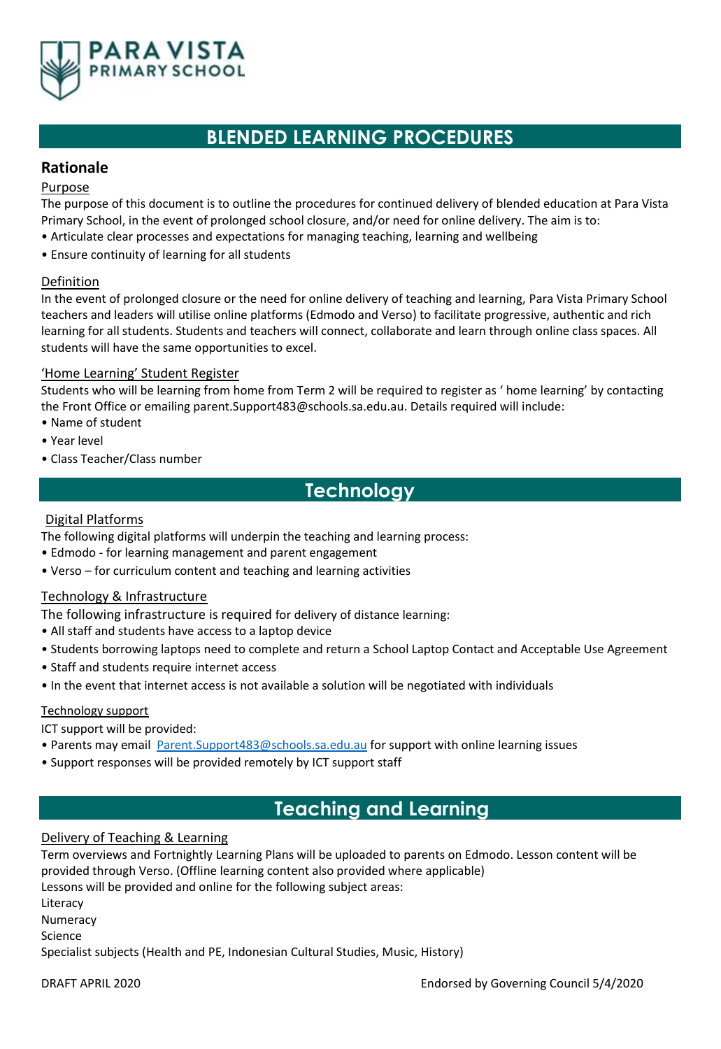PARA VISTA
PRIMARY SCHOOL

# BLENDED LEARNING PROCEDURES

## Rationale

Purpose

The purpose of this document is to outline the procedures for continued delivery of blended education at Para Vista Primary School, in the event of prolonged school closure, and/or need for online delivery. The aim is to:

- Articulate clear processes and expectations for managing teaching, learning and wellbeing
- Ensure continuity of learning for all students

Definition

In the event of prolonged closure or the need for online delivery of teaching and learning, Para Vista Primary School teachers and leaders will utilise online platforms (Edmodo and Verso) to facilitate progressive, authentic and rich learning for all students. Students and teachers will connect, collaborate and learn through online class spaces. All students will have the same opportunities to excel.

'Home Learning' Student Register

Students who will be learning from home from Term 2 will be required to register as ' home learning' by contacting the Front Office or emailing parent.Support483@schools.sa.edu.au. Details required will include:

- Name of student
- Year level
- Class Teacher/Class number

# Technology

Digital Platforms

The following digital platforms will underpin the teaching and learning process:

- Edmodo - for learning management and parent engagement
- Verso – for curriculum content and teaching and learning activities

Technology & Infrastructure

The following infrastructure is required for delivery of distance learning:

- All staff and students have access to a laptop device
- Students borrowing laptops need to complete and return a School Laptop Contact and Acceptable Use Agreement
- Staff and students require internet access
- In the event that internet access is not available a solution will be negotiated with individuals

Technology support

ICT support will be provided:

- Parents may email Parent.Support483@schools.sa.edu.au for support with online learning issues
- Support responses will be provided remotely by ICT support staff

# Teaching and Learning

Delivery of Teaching & Learning

Term overviews and Fortnightly Learning Plans will be uploaded to parents on Edmodo. Lesson content will be provided through Verso. (Offline learning content also provided where applicable)

Lessons will be provided and online for the following subject areas:

Literacy

Numeracy

Science

Specialist subjects (Health and PE, Indonesian Cultural Studies, Music, History)

DRAFT APRIL 2020 Endorsed by Governing Council 5/4/2020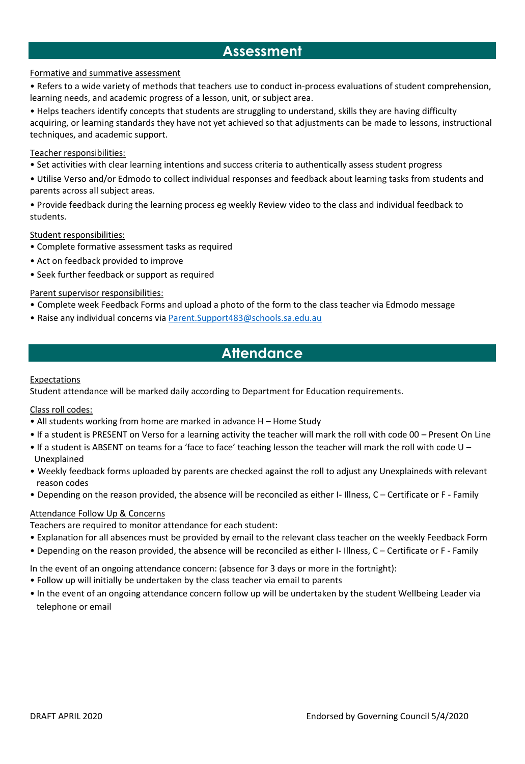## Assessment

Formative and summative assessment

- Refers to a wide variety of methods that teachers use to conduct in-process evaluations of student comprehension, learning needs, and academic progress of a lesson, unit, or subject area.
- Helps teachers identify concepts that students are struggling to understand, skills they are having difficulty acquiring, or learning standards they have not yet achieved so that adjustments can be made to lessons, instructional techniques, and academic support.

Teacher responsibilities:

- Set activities with clear learning intentions and success criteria to authentically assess student progress
- Utilise Verso and/or Edmodo to collect individual responses and feedback about learning tasks from students and parents across all subject areas.
- Provide feedback during the learning process eg weekly Review video to the class and individual feedback to students.

Student responsibilities:

- Complete formative assessment tasks as required
- Act on feedback provided to improve
- Seek further feedback or support as required

Parent supervisor responsibilities:

- Complete week Feedback Forms and upload a photo of the form to the class teacher via Edmodo message
- Raise any individual concerns via Parent.Support483@schools.sa.edu.au

## Attendance

Expectations

Student attendance will be marked daily according to Department for Education requirements.

Class roll codes:

- All students working from home are marked in advance H – Home Study
- If a student is PRESENT on Verso for a learning activity the teacher will mark the roll with code 00 – Present On Line
- If a student is ABSENT on teams for a 'face to face' teaching lesson the teacher will mark the roll with code U – Unexplained
- Weekly feedback forms uploaded by parents are checked against the roll to adjust any Unexplaineds with relevant reason codes
- Depending on the reason provided, the absence will be reconciled as either I- Illness, C – Certificate or F - Family

Attendance Follow Up & Concerns

Teachers are required to monitor attendance for each student:

- Explanation for all absences must be provided by email to the relevant class teacher on the weekly Feedback Form
- Depending on the reason provided, the absence will be reconciled as either I- Illness, C – Certificate or F - Family

In the event of an ongoing attendance concern: (absence for 3 days or more in the fortnight):

- Follow up will initially be undertaken by the class teacher via email to parents
- In the event of an ongoing attendance concern follow up will be undertaken by the student Wellbeing Leader via telephone or email

DRAFT APRIL 2020 Endorsed by Governing Council 5/4/2020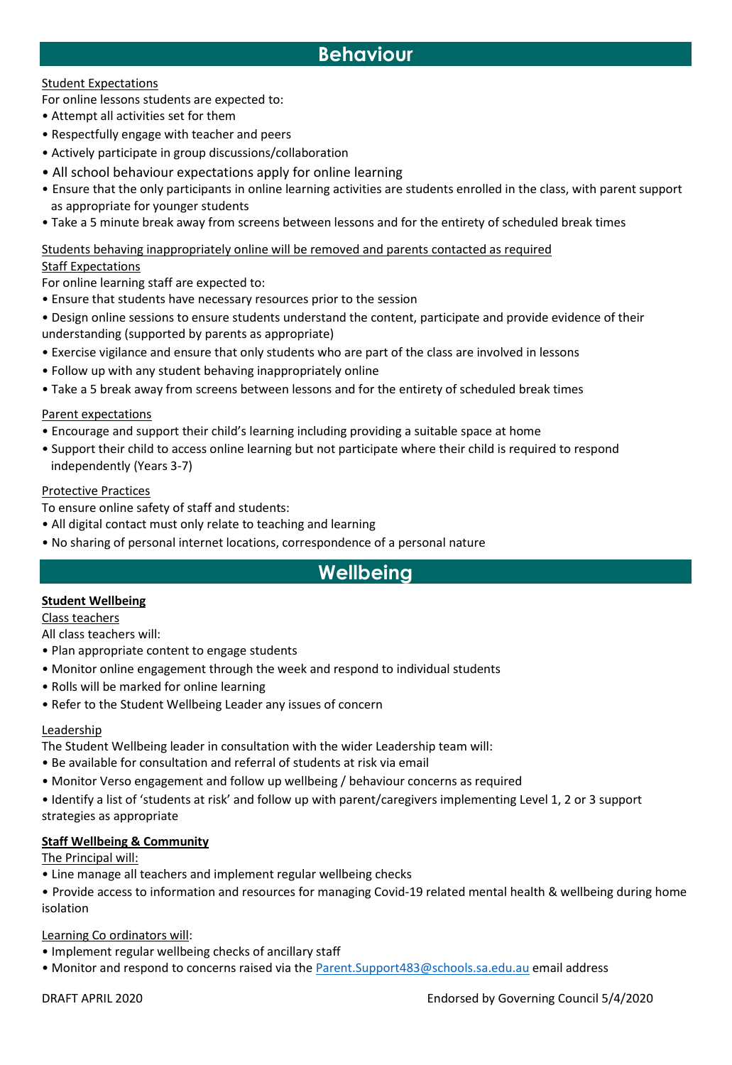# Behaviour

Student Expectations

For online lessons students are expected to:

- Attempt all activities set for them
- Respectfully engage with teacher and peers
- Actively participate in group discussions/collaboration
- All school behaviour expectations apply for online learning
- Ensure that the only participants in online learning activities are students enrolled in the class, with parent support as appropriate for younger students
- Take a 5 minute break away from screens between lessons and for the entirety of scheduled break times

Students behaving inappropriately online will be removed and parents contacted as required

Staff Expectations

For online learning staff are expected to:

- Ensure that students have necessary resources prior to the session
- Design online sessions to ensure students understand the content, participate and provide evidence of their understanding (supported by parents as appropriate)
- Exercise vigilance and ensure that only students who are part of the class are involved in lessons
- Follow up with any student behaving inappropriately online
- Take a 5 break away from screens between lessons and for the entirety of scheduled break times

Parent expectations

- Encourage and support their child's learning including providing a suitable space at home
- Support their child to access online learning but not participate where their child is required to respond independently (Years 3-7)

Protective Practices

To ensure online safety of staff and students:

- All digital contact must only relate to teaching and learning
- No sharing of personal internet locations, correspondence of a personal nature

# Wellbeing

**Student Wellbeing**

Class teachers

All class teachers will:

- Plan appropriate content to engage students
- Monitor online engagement through the week and respond to individual students
- Rolls will be marked for online learning
- Refer to the Student Wellbeing Leader any issues of concern

Leadership

The Student Wellbeing leader in consultation with the wider Leadership team will:

- Be available for consultation and referral of students at risk via email
- Monitor Verso engagement and follow up wellbeing / behaviour concerns as required
- Identify a list of 'students at risk' and follow up with parent/caregivers implementing Level 1, 2 or 3 support strategies as appropriate

**Staff Wellbeing & Community**

The Principal will:

- Line manage all teachers and implement regular wellbeing checks
- Provide access to information and resources for managing Covid-19 related mental health & wellbeing during home isolation

Learning Co ordinators will:

- Implement regular wellbeing checks of ancillary staff
- Monitor and respond to concerns raised via the Parent.Support483@schools.sa.edu.au email address

DRAFT APRIL 2020 Endorsed by Governing Council 5/4/2020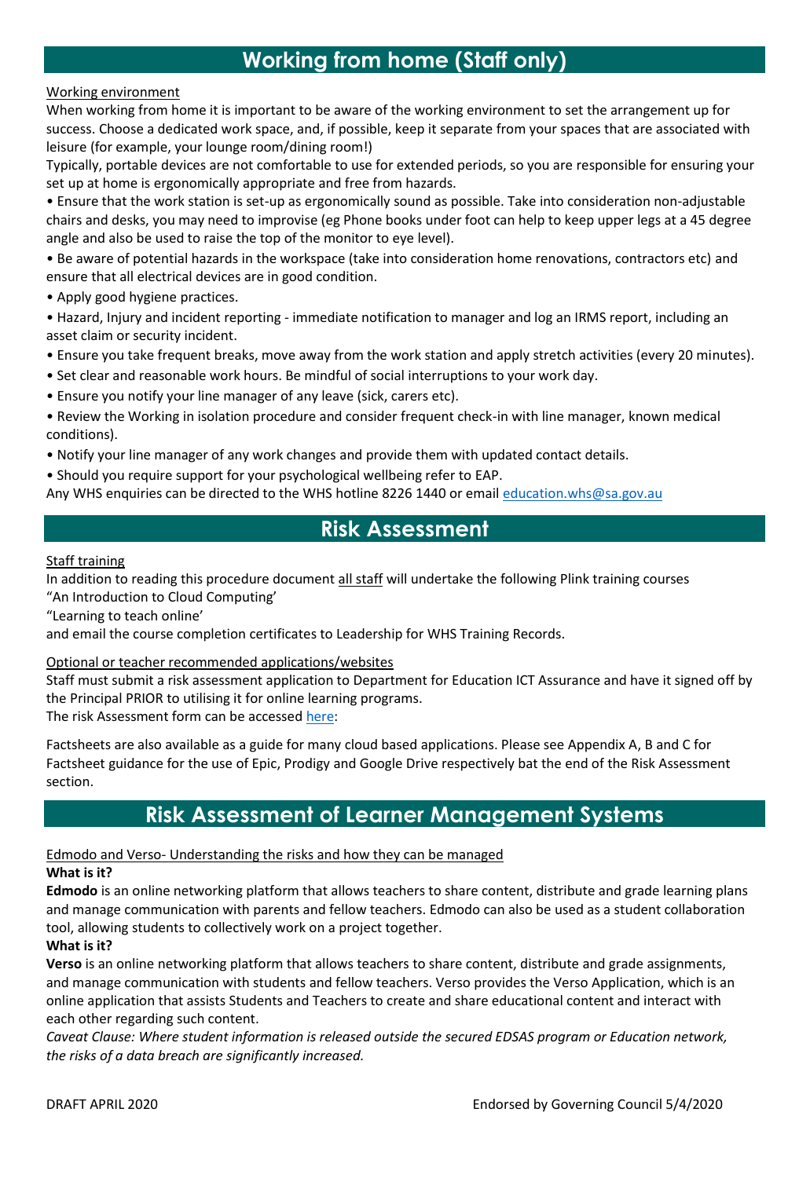## Working from home (Staff only)

Working environment

When working from home it is important to be aware of the working environment to set the arrangement up for success. Choose a dedicated work space, and, if possible, keep it separate from your spaces that are associated with leisure (for example, your lounge room/dining room!)

Typically, portable devices are not comfortable to use for extended periods, so you are responsible for ensuring your set up at home is ergonomically appropriate and free from hazards.

- Ensure that the work station is set-up as ergonomically sound as possible. Take into consideration non-adjustable chairs and desks, you may need to improvise (eg Phone books under foot can help to keep upper legs at a 45 degree angle and also be used to raise the top of the monitor to eye level).
- Be aware of potential hazards in the workspace (take into consideration home renovations, contractors etc) and ensure that all electrical devices are in good condition.
- Apply good hygiene practices.
- Hazard, Injury and incident reporting - immediate notification to manager and log an IRMS report, including an asset claim or security incident.
- Ensure you take frequent breaks, move away from the work station and apply stretch activities (every 20 minutes).
- Set clear and reasonable work hours. Be mindful of social interruptions to your work day.
- Ensure you notify your line manager of any leave (sick, carers etc).
- Review the Working in isolation procedure and consider frequent check-in with line manager, known medical conditions).
- Notify your line manager of any work changes and provide them with updated contact details.
- Should you require support for your psychological wellbeing refer to EAP.

Any WHS enquiries can be directed to the WHS hotline 8226 1440 or email education.whs@sa.gov.au

## Risk Assessment

Staff training

In addition to reading this procedure document all staff will undertake the following Plink training courses

"An Introduction to Cloud Computing'

"Learning to teach online'

and email the course completion certificates to Leadership for WHS Training Records.

Optional or teacher recommended applications/websites

Staff must submit a risk assessment application to Department for Education ICT Assurance and have it signed off by the Principal PRIOR to utilising it for online learning programs.

The risk Assessment form can be accessed here:

Factsheets are also available as a guide for many cloud based applications. Please see Appendix A, B and C for Factsheet guidance for the use of Epic, Prodigy and Google Drive respectively bat the end of the Risk Assessment section.

## Risk Assessment of Learner Management Systems

Edmodo and Verso- Understanding the risks and how they can be managed

**What is it?**

**Edmodo** is an online networking platform that allows teachers to share content, distribute and grade learning plans and manage communication with parents and fellow teachers. Edmodo can also be used as a student collaboration tool, allowing students to collectively work on a project together.

**What is it?**

**Verso** is an online networking platform that allows teachers to share content, distribute and grade assignments, and manage communication with students and fellow teachers. Verso provides the Verso Application, which is an online application that assists Students and Teachers to create and share educational content and interact with each other regarding such content.

*Caveat Clause: Where student information is released outside the secured EDSAS program or Education network, the risks of a data breach are significantly increased.*

DRAFT APRIL 2020 Endorsed by Governing Council 5/4/2020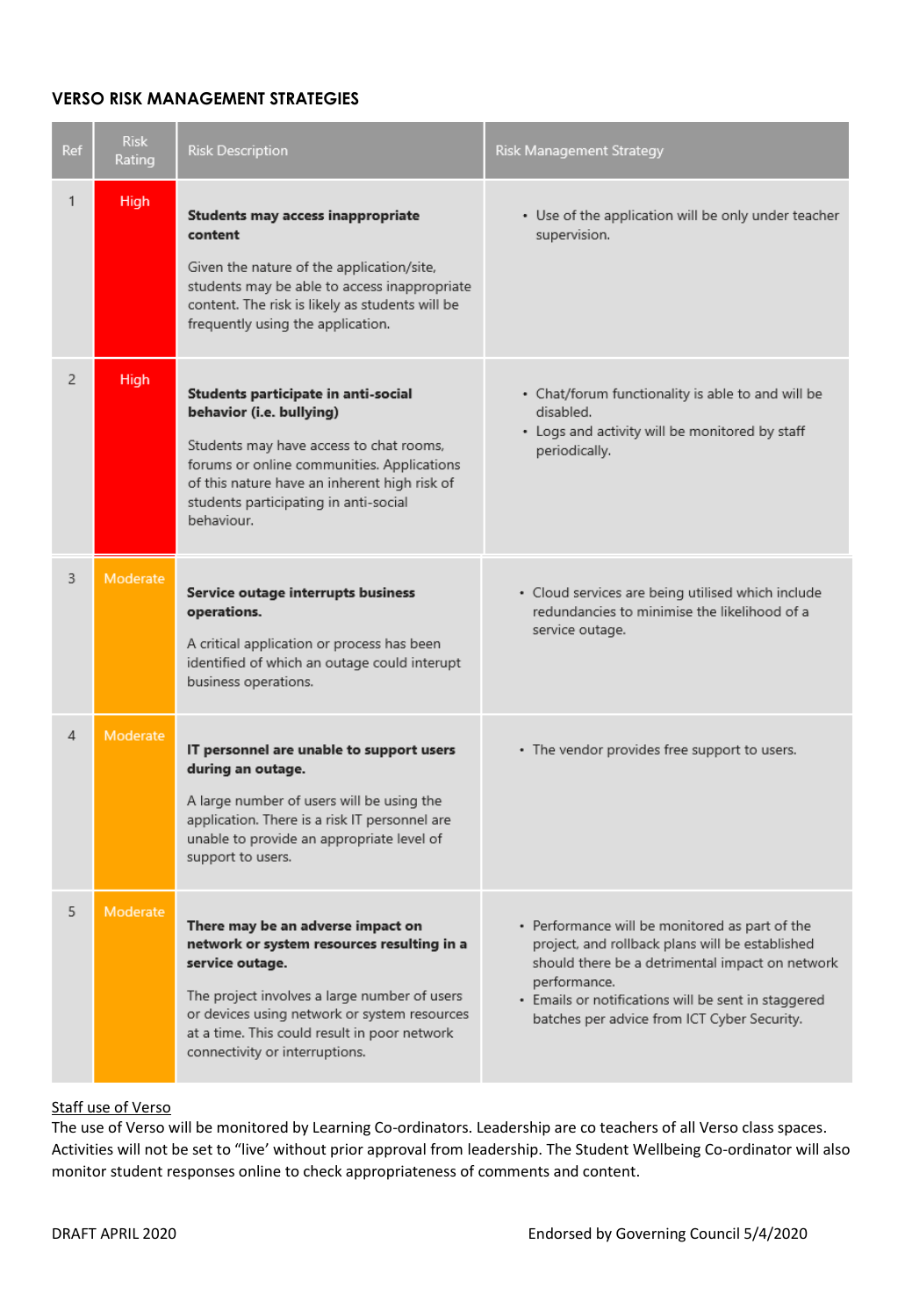## VERSO RISK MANAGEMENT STRATEGIES

| Ref | Risk Rating | Risk Description | Risk Management Strategy |
|---|---|---|---|
| 1 | High | **Students may access inappropriate content**<br><br>Given the nature of the application/site, students may be able to access inappropriate content. The risk is likely as students will be frequently using the application. | • Use of the application will be only under teacher supervision. |
| 2 | High | **Students participate in anti-social behavior (i.e. bullying)**<br><br>Students may have access to chat rooms, forums or online communities. Applications of this nature have an inherent high risk of students participating in anti-social behaviour. | • Chat/forum functionality is able to and will be disabled.<br>• Logs and activity will be monitored by staff periodically. |
| 3 | Moderate | **Service outage interrupts business operations.**<br><br>A critical application or process has been identified of which an outage could interupt business operations. | • Cloud services are being utilised which include redundancies to minimise the likelihood of a service outage. |
| 4 | Moderate | **IT personnel are unable to support users during an outage.**<br><br>A large number of users will be using the application. There is a risk IT personnel are unable to provide an appropriate level of support to users. | • The vendor provides free support to users. |
| 5 | Moderate | **There may be an adverse impact on network or system resources resulting in a service outage.**<br><br>The project involves a large number of users or devices using network or system resources at a time. This could result in poor network connectivity or interruptions. | • Performance will be monitored as part of the project, and rollback plans will be established should there be a detrimental impact on network performance.<br>• Emails or notifications will be sent in staggered batches per advice from ICT Cyber Security. |

<u>Staff use of Verso</u>

The use of Verso will be monitored by Learning Co-ordinators. Leadership are co teachers of all Verso class spaces. Activities will not be set to "live' without prior approval from leadership. The Student Wellbeing Co-ordinator will also monitor student responses online to check appropriateness of comments and content.

DRAFT APRIL 2020 Endorsed by Governing Council 5/4/2020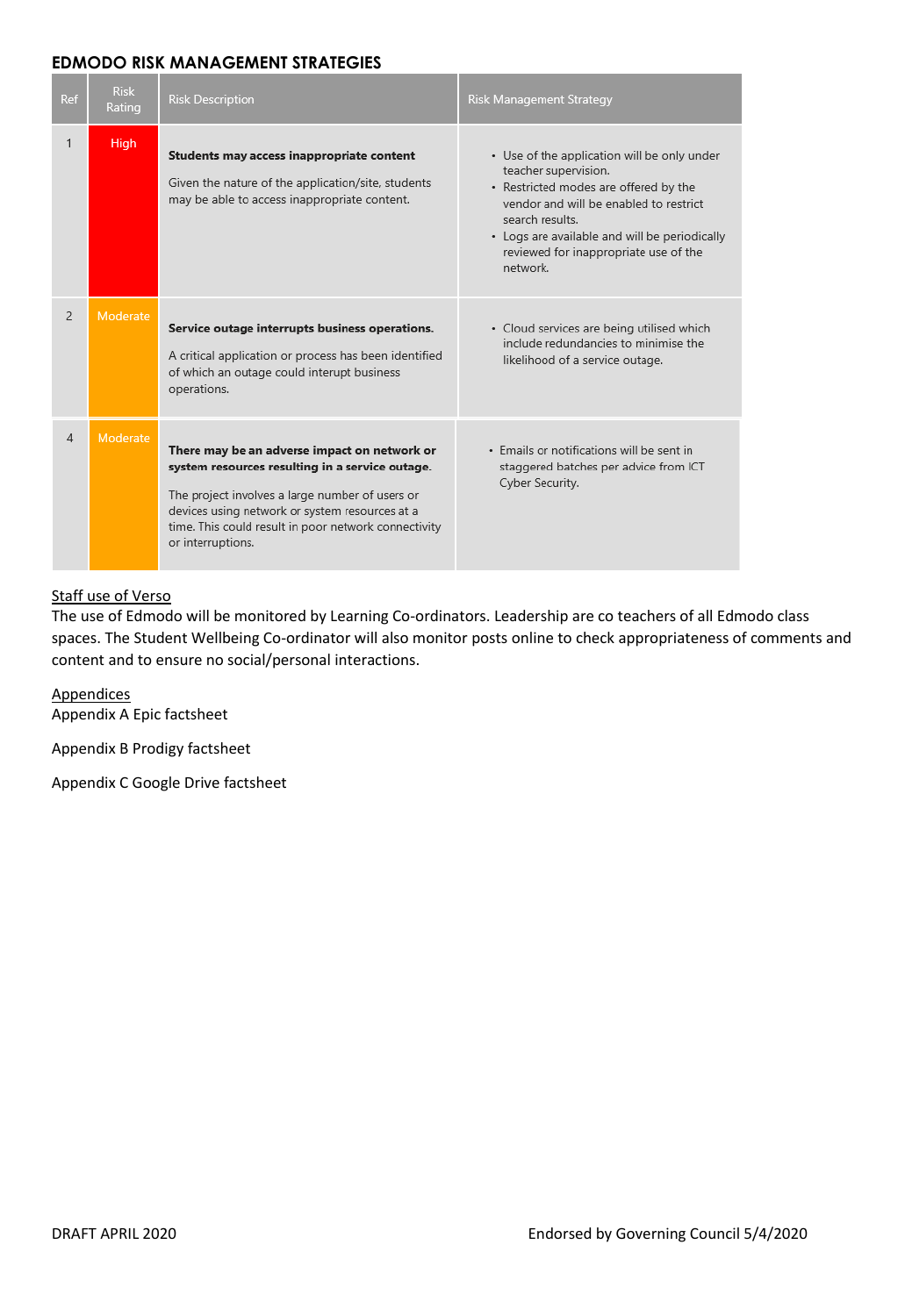## EDMODO RISK MANAGEMENT STRATEGIES

| Ref | Risk Rating | Risk Description | Risk Management Strategy |
|---|---|---|---|
| 1 | High | **Students may access inappropriate content**<br><br>Given the nature of the application/site, students may be able to access inappropriate content. | • Use of the application will be only under teacher supervision.<br>• Restricted modes are offered by the vendor and will be enabled to restrict search results.<br>• Logs are available and will be periodically reviewed for inappropriate use of the network. |
| 2 | Moderate | **Service outage interrupts business operations.**<br><br>A critical application or process has been identified of which an outage could interupt business operations. | • Cloud services are being utilised which include redundancies to minimise the likelihood of a service outage. |
| 4 | Moderate | **There may be an adverse impact on network or system resources resulting in a service outage.**<br><br>The project involves a large number of users or devices using network or system resources at a time. This could result in poor network connectivity or interruptions. | • Emails or notifications will be sent in staggered batches per advice from ICT Cyber Security. |

<u>Staff use of Verso</u>
The use of Edmodo will be monitored by Learning Co-ordinators. Leadership are co teachers of all Edmodo class spaces. The Student Wellbeing Co-ordinator will also monitor posts online to check appropriateness of comments and content and to ensure no social/personal interactions.

<u>Appendices</u>
Appendix A Epic factsheet

Appendix B Prodigy factsheet

Appendix C Google Drive factsheet

DRAFT APRIL 2020 Endorsed by Governing Council 5/4/2020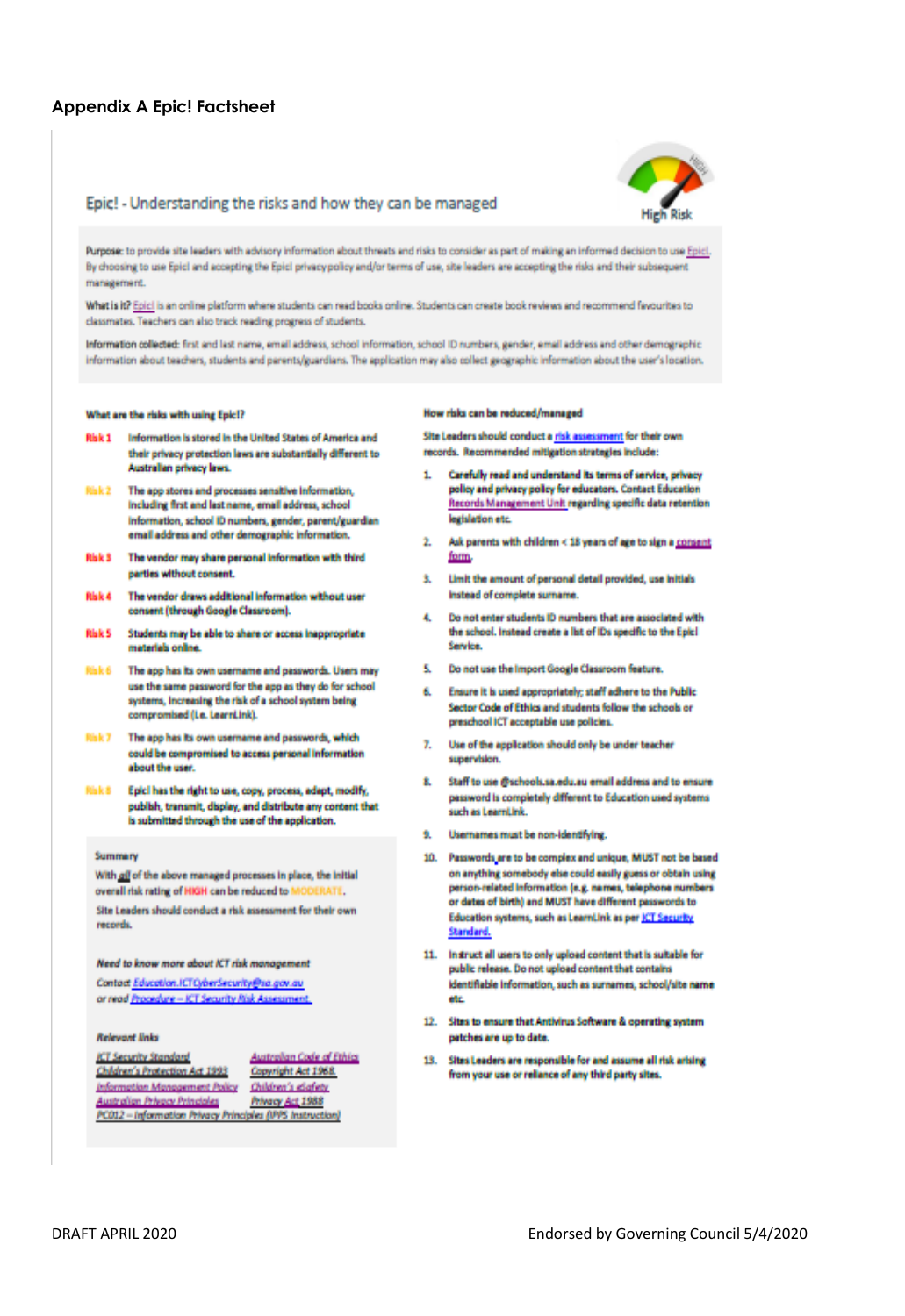## Appendix A Epic! Factsheet

### Epic! - Understanding the risks and how they can be managed

High Risk

**Purpose:** to provide site leaders with advisory information about threats and risks to consider as part of making an informed decision to use Epic!. By choosing to use Epic! and accepting the Epic! privacy policy and/or terms of use, site leaders are accepting the risks and their subsequent management.

**What is it?** Epic! is an online platform where students can read books online. Students can create book reviews and recommend favourites to classmates. Teachers can also track reading progress of students.

**Information collected:** first and last name, email address, school information, school ID numbers, gender, email address and other demographic information about teachers, students and parents/guardians. The application may also collect geographic information about the user's location.

#### What are the risks with using Epic!?

**Risk 1** Information is stored in the United States of America and their privacy protection laws are substantially different to Australian privacy laws.

**Risk 2** The app stores and processes sensitive information, including first and last name, email address, school information, school ID numbers, gender, parent/guardian email address and other demographic information.

**Risk 3** The vendor may share personal information with third parties without consent.

**Risk 4** The vendor draws additional information without user consent (through Google Classroom).

**Risk 5** Students may be able to share or access inappropriate materials online.

**Risk 6** The app has its own username and passwords. Users may use the same password for the app as they do for school systems, increasing the risk of a school system being compromised (i.e. LearnLink).

**Risk 7** The app has its own username and passwords, which could be compromised to access personal information about the user.

**Risk 8** Epic! has the right to use, copy, process, adapt, modify, publish, transmit, display, and distribute any content that is submitted through the use of the application.

**Summary**

With all of the above managed processes in place, the initial overall risk rating of HIGH can be reduced to MODERATE.

Site Leaders should conduct a risk assessment for their own records.

***Need to know more about ICT risk management***

*Contact Education.ICTCyberSecurity@sa.gov.au*
*or read Procedure – ICT Security Risk Assessment.*

***Relevant links***

ICT Security Standard
Australian Code of Ethics
Children's Protection Act 1993
Copyright Act 1968
Information Management Policy
Children's eSafety
Australian Privacy Principles
Privacy Act 1988
PC012 – Information Privacy Principles (IPPS Instruction)

#### How risks can be reduced/managed

Site Leaders should conduct a risk assessment for their own records. Recommended mitigation strategies include:

1. Carefully read and understand its terms of service, privacy policy and privacy policy for educators. Contact Education Records Management Unit regarding specific data retention legislation etc.
2. Ask parents with children < 18 years of age to sign a consent form.
3. Limit the amount of personal detail provided, use initials instead of complete surname.
4. Do not enter students ID numbers that are associated with the school. Instead create a list of IDs specific to the Epic! Service.
5. Do not use the import Google Classroom feature.
6. Ensure it is used appropriately; staff adhere to the Public Sector Code of Ethics and students follow the schools or preschool ICT acceptable use policies.
7. Use of the application should only be under teacher supervision.
8. Staff to use @schools.sa.edu.au email address and to ensure password is completely different to Education used systems such as LearnLink.
9. Usernames must be non-identifying.
10. Passwords are to be complex and unique, MUST not be based on anything somebody else could easily guess or obtain using person-related information (e.g. names, telephone numbers or dates of birth) and MUST have different passwords to Education systems, such as LearnLink as per ICT Security Standard.
11. Instruct all users to only upload content that is suitable for public release. Do not upload content that contains identifiable information, such as surnames, school/site name etc.
12. Sites to ensure that Antivirus Software & operating system patches are up to date.
13. Sites Leaders are responsible for and assume all risk arising from your use or reliance of any third party sites.

DRAFT APRIL 2020 Endorsed by Governing Council 5/4/2020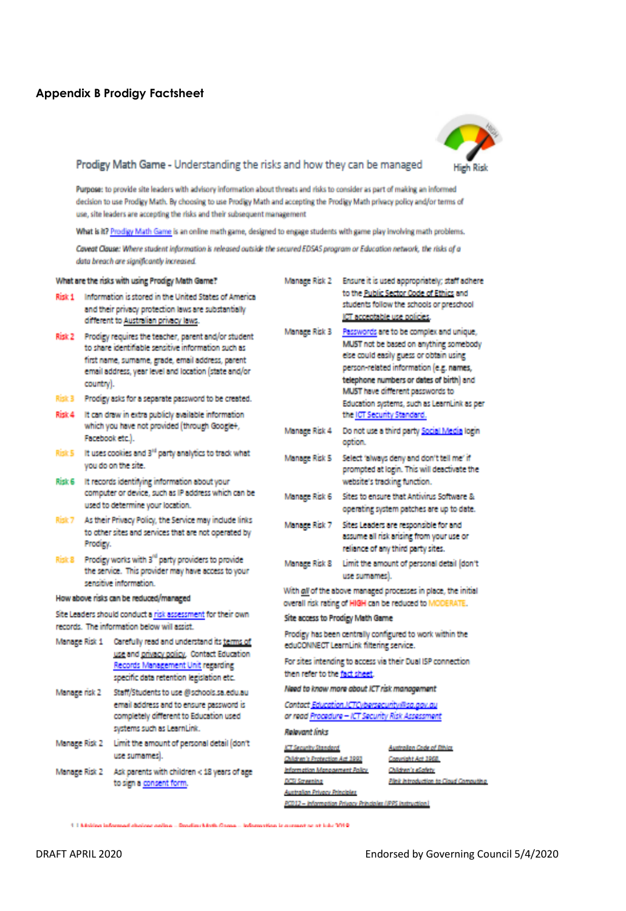## Appendix B Prodigy Factsheet

### Prodigy Math Game - Understanding the risks and how they can be managed

High Risk

**Purpose:** to provide site leaders with advisory information about threats and risks to consider as part of making an informed decision to use Prodigy Math. By choosing to use Prodigy Math and accepting the Prodigy Math privacy policy and/or terms of use, site leaders are accepting the risks and their subsequent management

**What is it?** Prodigy Math Game is an online math game, designed to engage students with game play involving math problems.

*Caveat Clause: Where student information is released outside the secured EDSAS program or Education network, the risks of a data breach are significantly increased.*

**What are the risks with using Prodigy Math Game?**

Risk 1 Information is stored in the United States of America and their privacy protection laws are substantially different to Australian privacy laws.

Risk 2 Prodigy requires the teacher, parent and/or student to share identifiable sensitive information such as first name, surname, grade, email address, parent email address, year level and location (state and/or country).

Risk 3 Prodigy asks for a separate password to be created.

Risk 4 It can draw in extra publicly available information which you have not provided (through Google+, Facebook etc.).

Risk 5 It uses cookies and 3rd party analytics to track what you do on the site.

Risk 6 It records identifying information about your computer or device, such as IP address which can be used to determine your location.

Risk 7 As their Privacy Policy, the Service may include links to other sites and services that are not operated by Prodigy.

Risk 8 Prodigy works with 3rd party providers to provide the service. This provider may have access to your sensitive information.

**How above risks can be reduced/managed**

Site Leaders should conduct a risk assessment for their own records. The information below will assist.

Manage Risk 1 Carefully read and understand its terms of use and privacy policy. Contact Education Records Management Unit regarding specific data retention legislation etc.

Manage risk 2 Staff/Students to use @schools.sa.edu.au email address and to ensure password is completely different to Education used systems such as LearnLink.

Manage Risk 2 Limit the amount of personal detail (don't use surnames).

Manage Risk 2 Ask parents with children < 18 years of age to sign a consent form.

Manage Risk 2 Ensure it is used appropriately; staff adhere to the Public Sector Code of Ethics and students follow the schools or preschool ICT acceptable use policies.

Manage Risk 3 Passwords are to be complex and unique, MUST not be based on anything somebody else could easily guess or obtain using person-related information (e.g. names, telephone numbers or dates of birth) and MUST have different passwords to Education systems, such as LearnLink as per the ICT Security Standard.

Manage Risk 4 Do not use a third party Social Media login option.

Manage Risk 5 Select 'always deny and don't tell me' if prompted at login. This will deactivate the website's tracking function.

Manage Risk 6 Sites to ensure that Antivirus Software & operating system patches are up to date.

Manage Risk 7 Sites Leaders are responsible for and assume all risk arising from your use or reliance of any third party sites.

Manage Risk 8 Limit the amount of personal detail (don't use surnames).

With *all* of the above managed processes in place, the initial overall risk rating of **HIGH** can be reduced to MODERATE.

**Site access to Prodigy Math Game**

Prodigy has been centrally configured to work within the eduCONNECT LearnLink filtering service.

For sites intending to access via their Dual ISP connection then refer to the fact sheet.

***Need to know more about ICT risk management***

*Contact Education.ICTCybersecurity@sa.gov.au or read Procedure – ICT Security Risk Assessment*

***Relevant links***

- ICT Security Standard
- Australian Code of Ethics
- Children's Protection Act 1993
- Copyright Act 1968
- Information Management Policy
- Children's eSafety
- DCSI Screening
- Brief introduction to Cloud Computing
- Australian Privacy Principles
- PC012 – Information Privacy Principles (IPPS instruction)

1 | Making informed choices online – Prodigy Math Game – Information is current as at July 2018

DRAFT APRIL 2020 Endorsed by Governing Council 5/4/2020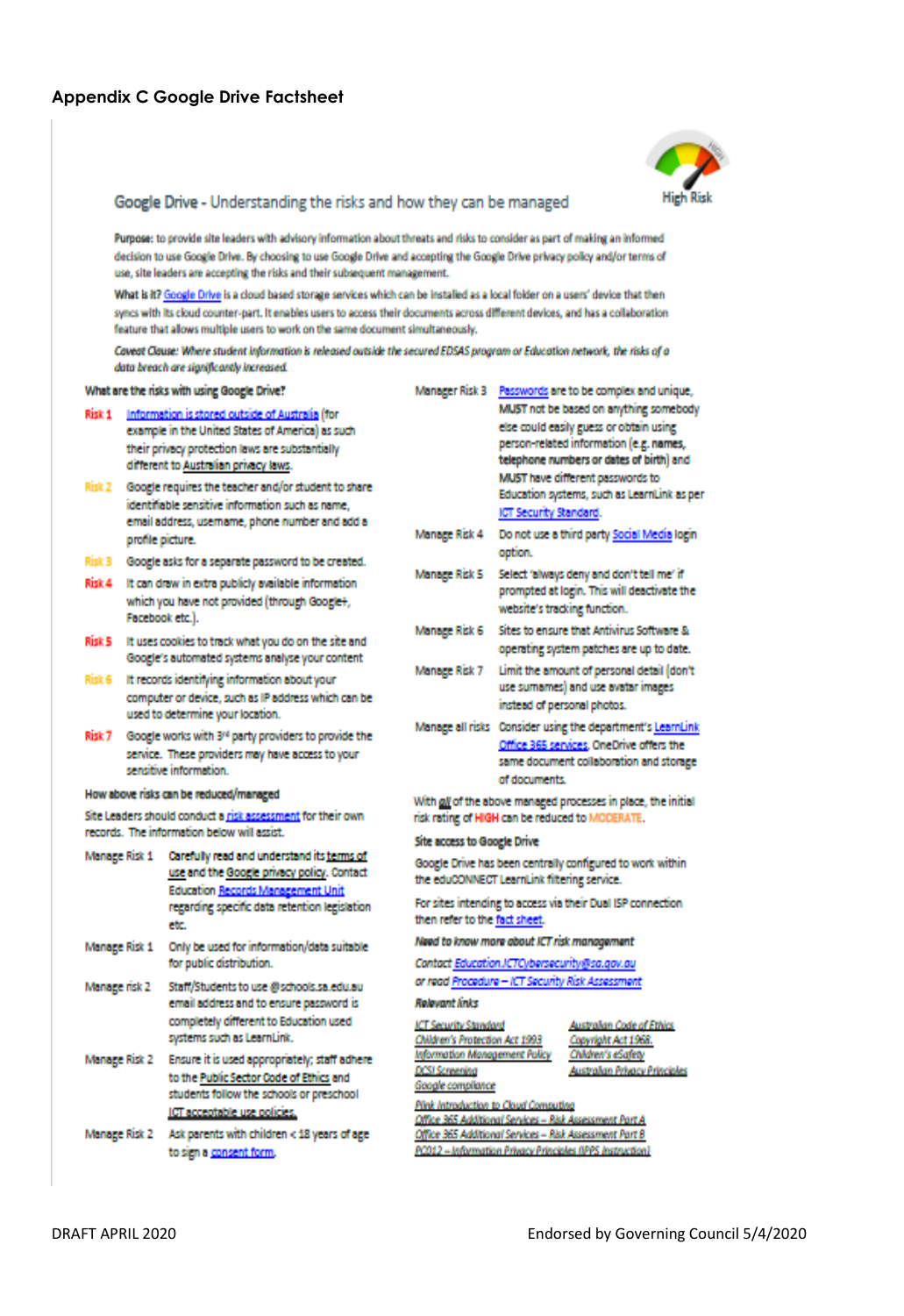## Appendix C Google Drive Factsheet

High Risk

# Google Drive - Understanding the risks and how they can be managed

**Purpose:** to provide site leaders with advisory information about threats and risks to consider as part of making an informed decision to use Google Drive. By choosing to use Google Drive and accepting the Google Drive privacy policy and/or terms of use, site leaders are accepting the risks and their subsequent management.

**What is it?** Google Drive is a cloud based storage services which can be installed as a local folder on a users' device that then syncs with its cloud counter-part. It enables users to access their documents across different devices, and has a collaboration feature that allows multiple users to work on the same document simultaneously.

*Caveat Clause: Where student information is released outside the secured EDSAS program or Education network, the risks of a data breach are significantly increased.*

### What are the risks with using Google Drive?

| | |
|---|---|
| Risk 1 | Information is stored outside of Australia (for example in the United States of America) as such their privacy protection laws are substantially different to Australian privacy laws. |
| Risk 2 | Google requires the teacher and/or student to share identifiable sensitive information such as name, email address, username, phone number and add a profile picture. |
| Risk 3 | Google asks for a separate password to be created. |
| Risk 4 | It can draw in extra publicly available information which you have not provided (through Google+, Facebook etc.). |
| Risk 5 | It uses cookies to track what you do on the site and Google's automated systems analyse your content |
| Risk 6 | It records identifying information about your computer or device, such as IP address which can be used to determine your location. |
| Risk 7 | Google works with 3rd party providers to provide the service. These providers may have access to your sensitive information. |

### How above risks can be reduced/managed

Site Leaders should conduct a risk assessment for their own records. The information below will assist.

| | |
|---|---|
| Manage Risk 1 | Carefully read and understand its terms of use and the Google privacy policy. Contact Education Records Management Unit regarding specific data retention legislation etc. |
| Manage Risk 1 | Only be used for information/data suitable for public distribution. |
| Manage risk 2 | Staff/Students to use @schools.sa.edu.au email address and to ensure password is completely different to Education used systems such as LearnLink. |
| Manage Risk 2 | Ensure it is used appropriately; staff adhere to the Public Sector Code of Ethics and students follow the schools or preschool ICT acceptable use policies. |
| Manage Risk 2 | Ask parents with children < 18 years of age to sign a consent form. |
| Manager Risk 3 | Passwords are to be complex and unique, MUST not be based on anything somebody else could easily guess or obtain using person-related information (e.g. **names, telephone numbers or dates of birth**) and MUST have different passwords to Education systems, such as LearnLink as per ICT Security Standard. |
| Manage Risk 4 | Do not use a third party Social Media login option. |
| Manage Risk 5 | Select 'always deny and don't tell me' if prompted at login. This will deactivate the website's tracking function. |
| Manage Risk 6 | Sites to ensure that Antivirus Software & operating system patches are up to date. |
| Manage Risk 7 | Limit the amount of personal detail (don't use surnames) and use avatar images instead of personal photos. |
| Manage all risks | Consider using the department's LearnLink Office 365 services. OneDrive offers the same document collaboration and storage of documents. |

With all of the above managed processes in place, the initial risk rating of **HIGH** can be reduced to MODERATE.

### Site access to Google Drive

Google Drive has been centrally configured to work within the eduCONNECT LearnLink filtering service.

For sites intending to access via their Dual ISP connection then refer to the fact sheet.

***Need to know more about ICT risk management***

*Contact Education.ICTCybersecurity@sa.gov.au or read Procedure – ICT Security Risk Assessment*

***Relevant links***

- ICT Security Standard
- Children's Protection Act 1993
- Information Management Policy
- DCSI Screening
- Google compliance
- Australian Code of Ethics
- Copyright Act 1968.
- Children's eSafety
- Australian Privacy Principles
- Pink Introduction to Cloud Computing
- Office 365 Additional Services – Risk Assessment Part A
- Office 365 Additional Services – Risk Assessment Part B
- PC012 – Information Privacy Principles (IPPS Instruction)

DRAFT APRIL 2020 Endorsed by Governing Council 5/4/2020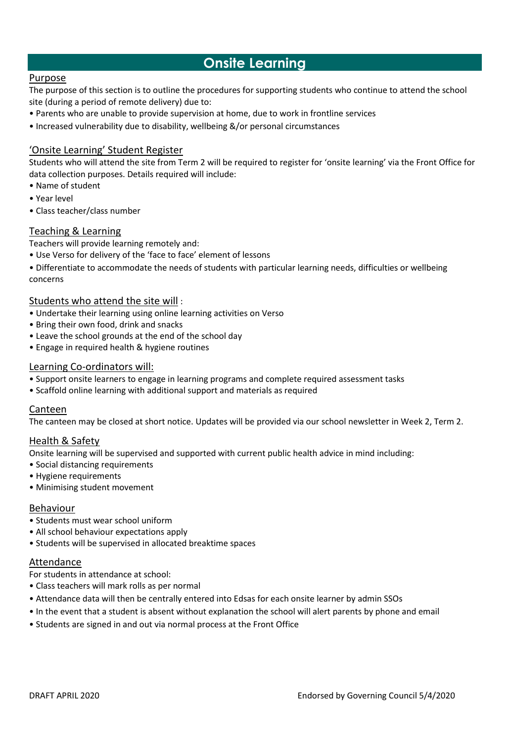# Onsite Learning

## Purpose

The purpose of this section is to outline the procedures for supporting students who continue to attend the school site (during a period of remote delivery) due to:

- Parents who are unable to provide supervision at home, due to work in frontline services
- Increased vulnerability due to disability, wellbeing &/or personal circumstances

## 'Onsite Learning' Student Register

Students who will attend the site from Term 2 will be required to register for 'onsite learning' via the Front Office for data collection purposes. Details required will include:

- Name of student
- Year level
- Class teacher/class number

## Teaching & Learning

Teachers will provide learning remotely and:

- Use Verso for delivery of the 'face to face' element of lessons
- Differentiate to accommodate the needs of students with particular learning needs, difficulties or wellbeing concerns

## Students who attend the site will :

- Undertake their learning using online learning activities on Verso
- Bring their own food, drink and snacks
- Leave the school grounds at the end of the school day
- Engage in required health & hygiene routines

## Learning Co-ordinators will:

- Support onsite learners to engage in learning programs and complete required assessment tasks
- Scaffold online learning with additional support and materials as required

## Canteen

The canteen may be closed at short notice. Updates will be provided via our school newsletter in Week 2, Term 2.

## Health & Safety

Onsite learning will be supervised and supported with current public health advice in mind including:

- Social distancing requirements
- Hygiene requirements
- Minimising student movement

## Behaviour

- Students must wear school uniform
- All school behaviour expectations apply
- Students will be supervised in allocated breaktime spaces

## Attendance

For students in attendance at school:

- Class teachers will mark rolls as per normal
- Attendance data will then be centrally entered into Edsas for each onsite learner by admin SSOs
- In the event that a student is absent without explanation the school will alert parents by phone and email
- Students are signed in and out via normal process at the Front Office

DRAFT APRIL 2020 Endorsed by Governing Council 5/4/2020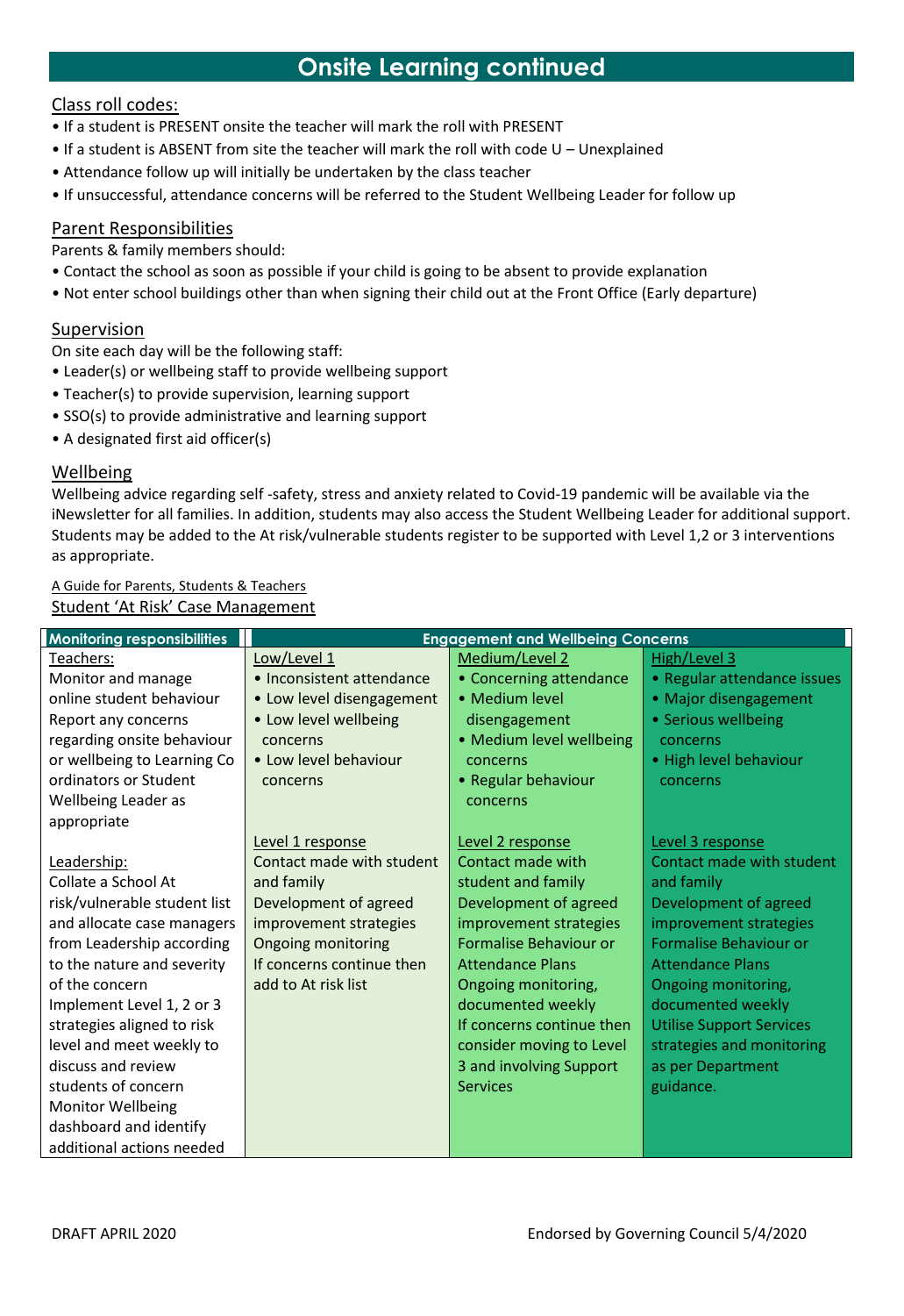# Onsite Learning continued

## Class roll codes:

- If a student is PRESENT onsite the teacher will mark the roll with PRESENT
- If a student is ABSENT from site the teacher will mark the roll with code U – Unexplained
- Attendance follow up will initially be undertaken by the class teacher
- If unsuccessful, attendance concerns will be referred to the Student Wellbeing Leader for follow up

## Parent Responsibilities

Parents & family members should:

- Contact the school as soon as possible if your child is going to be absent to provide explanation
- Not enter school buildings other than when signing their child out at the Front Office (Early departure)

## Supervision

On site each day will be the following staff:

- Leader(s) or wellbeing staff to provide wellbeing support
- Teacher(s) to provide supervision, learning support
- SSO(s) to provide administrative and learning support
- A designated first aid officer(s)

## Wellbeing

Wellbeing advice regarding self -safety, stress and anxiety related to Covid-19 pandemic will be available via the iNewsletter for all families. In addition, students may also access the Student Wellbeing Leader for additional support. Students may be added to the At risk/vulnerable students register to be supported with Level 1,2 or 3 interventions as appropriate.

A Guide for Parents, Students & Teachers

## Student 'At Risk' Case Management

| Monitoring responsibilities | Engagement and Wellbeing Concerns | | |
|---|---|---|---|
| **Teachers:** Monitor and manage online student behaviour Report any concerns regarding onsite behaviour or wellbeing to Learning Co ordinators or Student Wellbeing Leader as appropriate | **Low/Level 1**<br>• Inconsistent attendance<br>• Low level disengagement<br>• Low level wellbeing concerns<br>• Low level behaviour concerns | **Medium/Level 2**<br>• Concerning attendance<br>• Medium level disengagement<br>• Medium level wellbeing concerns<br>• Regular behaviour concerns | **High/Level 3**<br>• Regular attendance issues<br>• Major disengagement<br>• Serious wellbeing concerns<br>• High level behaviour concerns |
| **Leadership:** Collate a School At risk/vulnerable student list and allocate case managers from Leadership according to the nature and severity of the concern Implement Level 1, 2 or 3 strategies aligned to risk level and meet weekly to discuss and review students of concern Monitor Wellbeing dashboard and identify additional actions needed | **Level 1 response**<br>Contact made with student and family<br>Development of agreed improvement strategies<br>Ongoing monitoring<br>If concerns continue then add to At risk list | **Level 2 response**<br>Contact made with student and family<br>Development of agreed improvement strategies<br>Formalise Behaviour or Attendance Plans<br>Ongoing monitoring, documented weekly<br>If concerns continue then consider moving to Level 3 and involving Support Services | **Level 3 response**<br>Contact made with student and family<br>Development of agreed improvement strategies<br>Formalise Behaviour or Attendance Plans<br>Ongoing monitoring, documented weekly<br>Utilise Support Services strategies and monitoring as per Department guidance. |

DRAFT APRIL 2020

Endorsed by Governing Council 5/4/2020